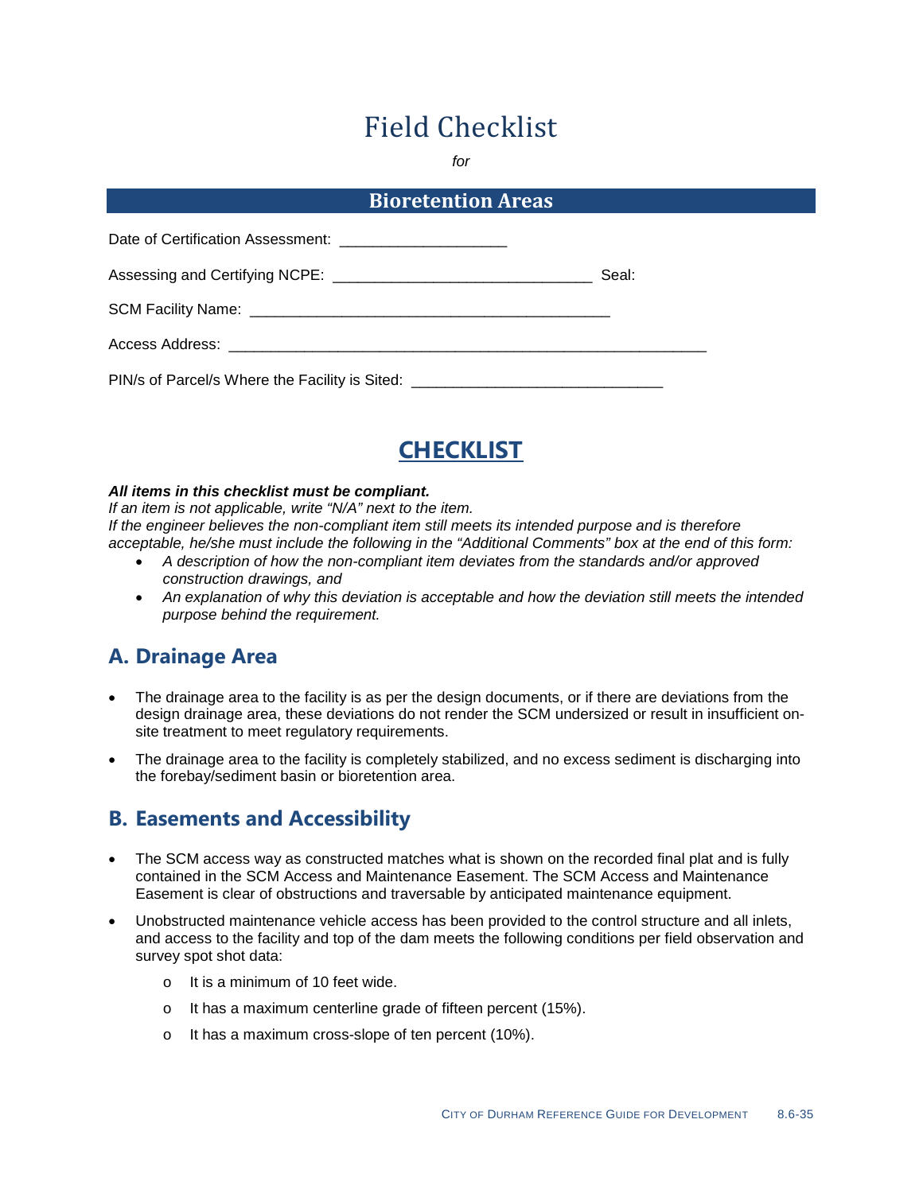# Field Checklist

*for*

## Bioretention Areas

Date of Certification Assessment: ____________________

Assessing and Certifying NCPE: _______________________________ Seal:

SCM Facility Name: ___________________________________________

Access Address: _________________________________________________________

PIN/s of Parcel/s Where the Facility is Sited: _____________________________

## CHECKLIST

***All items in this checklist must be compliant.***
*If an item is not applicable, write "N/A" next to the item.*
*If the engineer believes the non-compliant item still meets its intended purpose and is therefore acceptable, he/she must include the following in the "Additional Comments" box at the end of this form:*

- *A description of how the non-compliant item deviates from the standards and/or approved construction drawings, and*
- *An explanation of why this deviation is acceptable and how the deviation still meets the intended purpose behind the requirement.*

## A. Drainage Area

- The drainage area to the facility is as per the design documents, or if there are deviations from the design drainage area, these deviations do not render the SCM undersized or result in insufficient on-site treatment to meet regulatory requirements.
- The drainage area to the facility is completely stabilized, and no excess sediment is discharging into the forebay/sediment basin or bioretention area.

## B. Easements and Accessibility

- The SCM access way as constructed matches what is shown on the recorded final plat and is fully contained in the SCM Access and Maintenance Easement. The SCM Access and Maintenance Easement is clear of obstructions and traversable by anticipated maintenance equipment.
- Unobstructed maintenance vehicle access has been provided to the control structure and all inlets, and access to the facility and top of the dam meets the following conditions per field observation and survey spot shot data:
    - It is a minimum of 10 feet wide.
    - It has a maximum centerline grade of fifteen percent (15%).
    - It has a maximum cross-slope of ten percent (10%).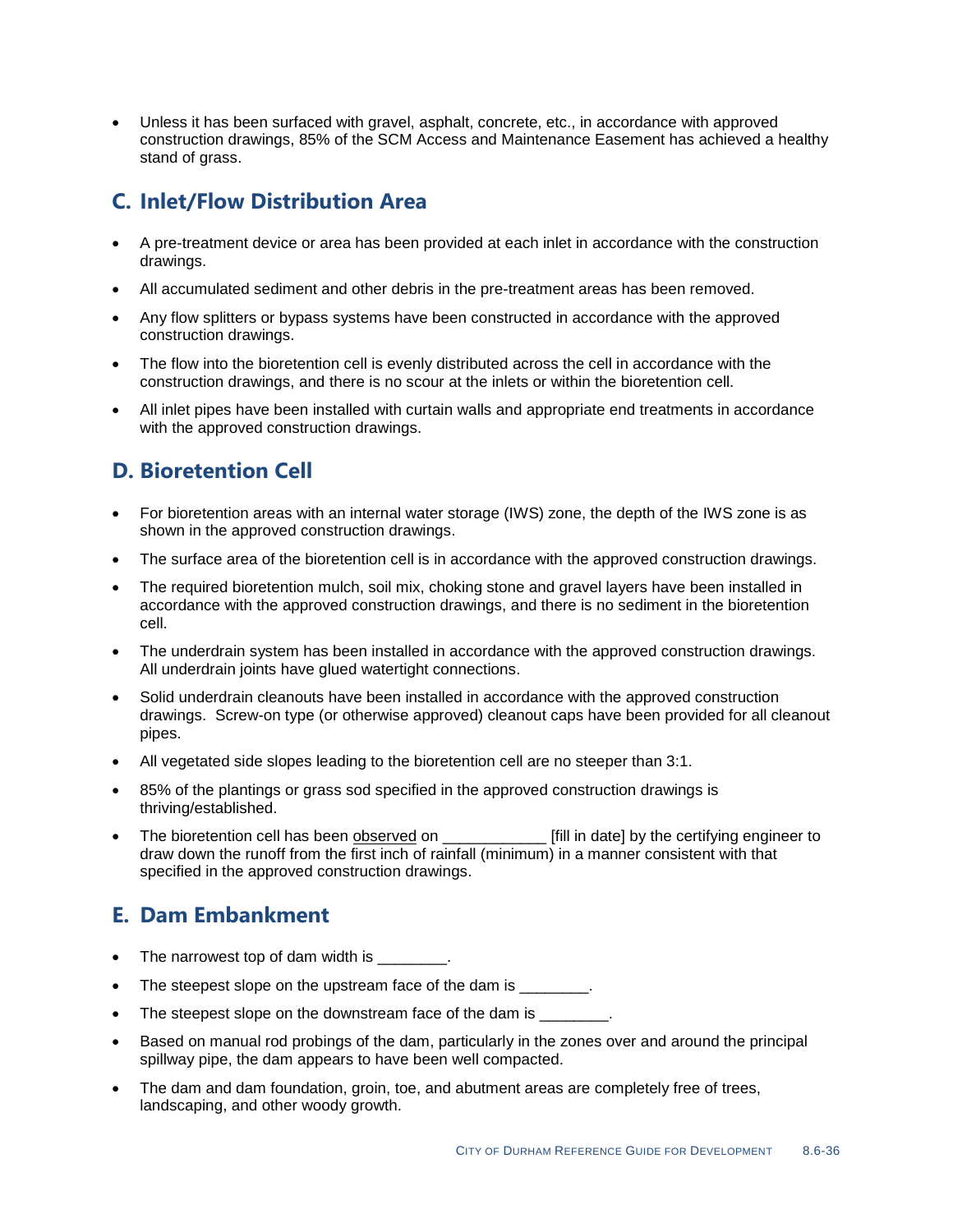- Unless it has been surfaced with gravel, asphalt, concrete, etc., in accordance with approved construction drawings, 85% of the SCM Access and Maintenance Easement has achieved a healthy stand of grass.

## C. Inlet/Flow Distribution Area

- A pre-treatment device or area has been provided at each inlet in accordance with the construction drawings.
- All accumulated sediment and other debris in the pre-treatment areas has been removed.
- Any flow splitters or bypass systems have been constructed in accordance with the approved construction drawings.
- The flow into the bioretention cell is evenly distributed across the cell in accordance with the construction drawings, and there is no scour at the inlets or within the bioretention cell.
- All inlet pipes have been installed with curtain walls and appropriate end treatments in accordance with the approved construction drawings.

## D. Bioretention Cell

- For bioretention areas with an internal water storage (IWS) zone, the depth of the IWS zone is as shown in the approved construction drawings.
- The surface area of the bioretention cell is in accordance with the approved construction drawings.
- The required bioretention mulch, soil mix, choking stone and gravel layers have been installed in accordance with the approved construction drawings, and there is no sediment in the bioretention cell.
- The underdrain system has been installed in accordance with the approved construction drawings. All underdrain joints have glued watertight connections.
- Solid underdrain cleanouts have been installed in accordance with the approved construction drawings. Screw-on type (or otherwise approved) cleanout caps have been provided for all cleanout pipes.
- All vegetated side slopes leading to the bioretention cell are no steeper than 3:1.
- 85% of the plantings or grass sod specified in the approved construction drawings is thriving/established.
- The bioretention cell has been <u>observed</u> on ____________ [fill in date] by the certifying engineer to draw down the runoff from the first inch of rainfall (minimum) in a manner consistent with that specified in the approved construction drawings.

## E. Dam Embankment

- The narrowest top of dam width is ________.
- The steepest slope on the upstream face of the dam is ________.
- The steepest slope on the downstream face of the dam is ________.
- Based on manual rod probings of the dam, particularly in the zones over and around the principal spillway pipe, the dam appears to have been well compacted.
- The dam and dam foundation, groin, toe, and abutment areas are completely free of trees, landscaping, and other woody growth.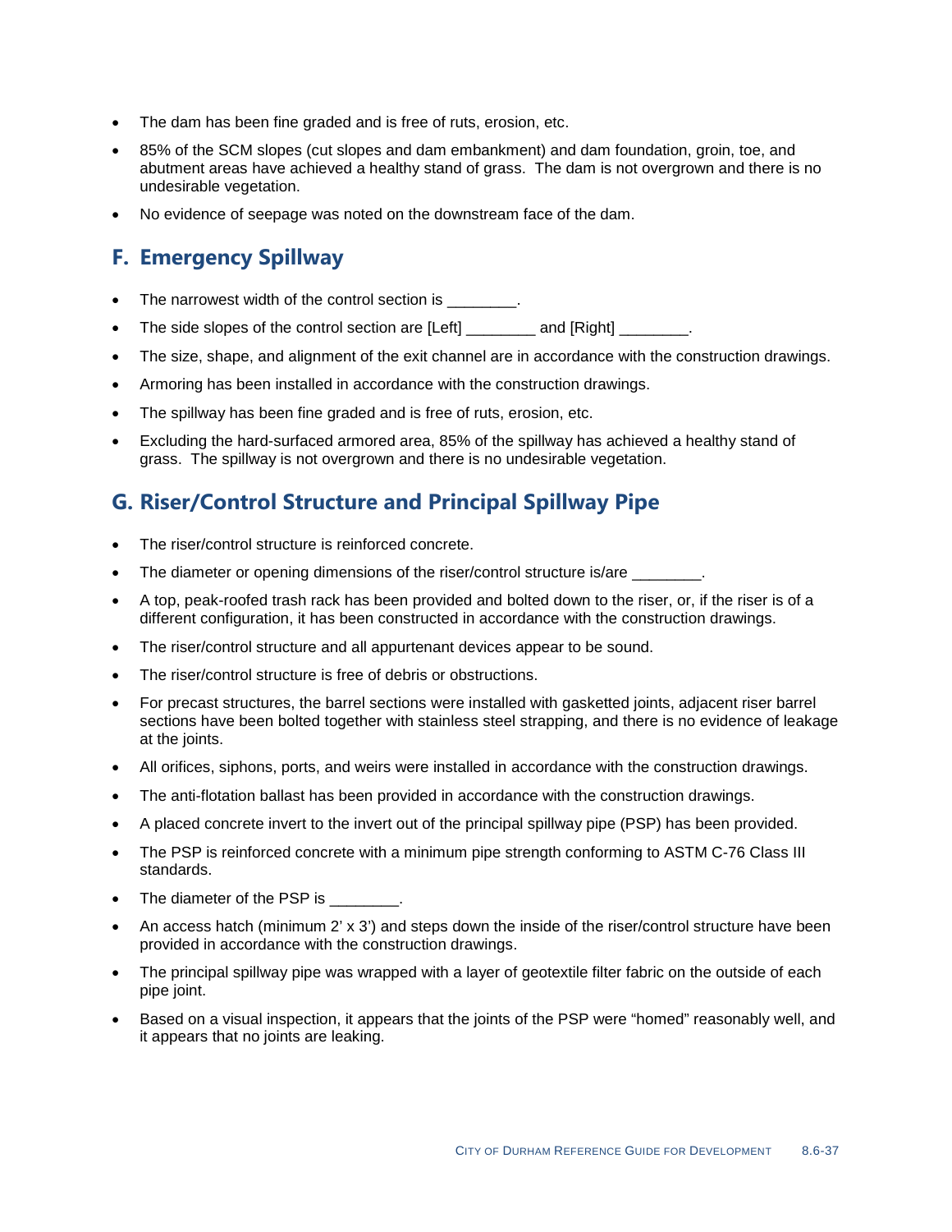- The dam has been fine graded and is free of ruts, erosion, etc.
- 85% of the SCM slopes (cut slopes and dam embankment) and dam foundation, groin, toe, and abutment areas have achieved a healthy stand of grass. The dam is not overgrown and there is no undesirable vegetation.
- No evidence of seepage was noted on the downstream face of the dam.

## F. Emergency Spillway

- The narrowest width of the control section is ________.
- The side slopes of the control section are [Left] ________ and [Right] ________.
- The size, shape, and alignment of the exit channel are in accordance with the construction drawings.
- Armoring has been installed in accordance with the construction drawings.
- The spillway has been fine graded and is free of ruts, erosion, etc.
- Excluding the hard-surfaced armored area, 85% of the spillway has achieved a healthy stand of grass. The spillway is not overgrown and there is no undesirable vegetation.

## G. Riser/Control Structure and Principal Spillway Pipe

- The riser/control structure is reinforced concrete.
- The diameter or opening dimensions of the riser/control structure is/are ________.
- A top, peak-roofed trash rack has been provided and bolted down to the riser, or, if the riser is of a different configuration, it has been constructed in accordance with the construction drawings.
- The riser/control structure and all appurtenant devices appear to be sound.
- The riser/control structure is free of debris or obstructions.
- For precast structures, the barrel sections were installed with gasketted joints, adjacent riser barrel sections have been bolted together with stainless steel strapping, and there is no evidence of leakage at the joints.
- All orifices, siphons, ports, and weirs were installed in accordance with the construction drawings.
- The anti-flotation ballast has been provided in accordance with the construction drawings.
- A placed concrete invert to the invert out of the principal spillway pipe (PSP) has been provided.
- The PSP is reinforced concrete with a minimum pipe strength conforming to ASTM C-76 Class III standards.
- The diameter of the PSP is ________.
- An access hatch (minimum 2' x 3') and steps down the inside of the riser/control structure have been provided in accordance with the construction drawings.
- The principal spillway pipe was wrapped with a layer of geotextile filter fabric on the outside of each pipe joint.
- Based on a visual inspection, it appears that the joints of the PSP were "homed" reasonably well, and it appears that no joints are leaking.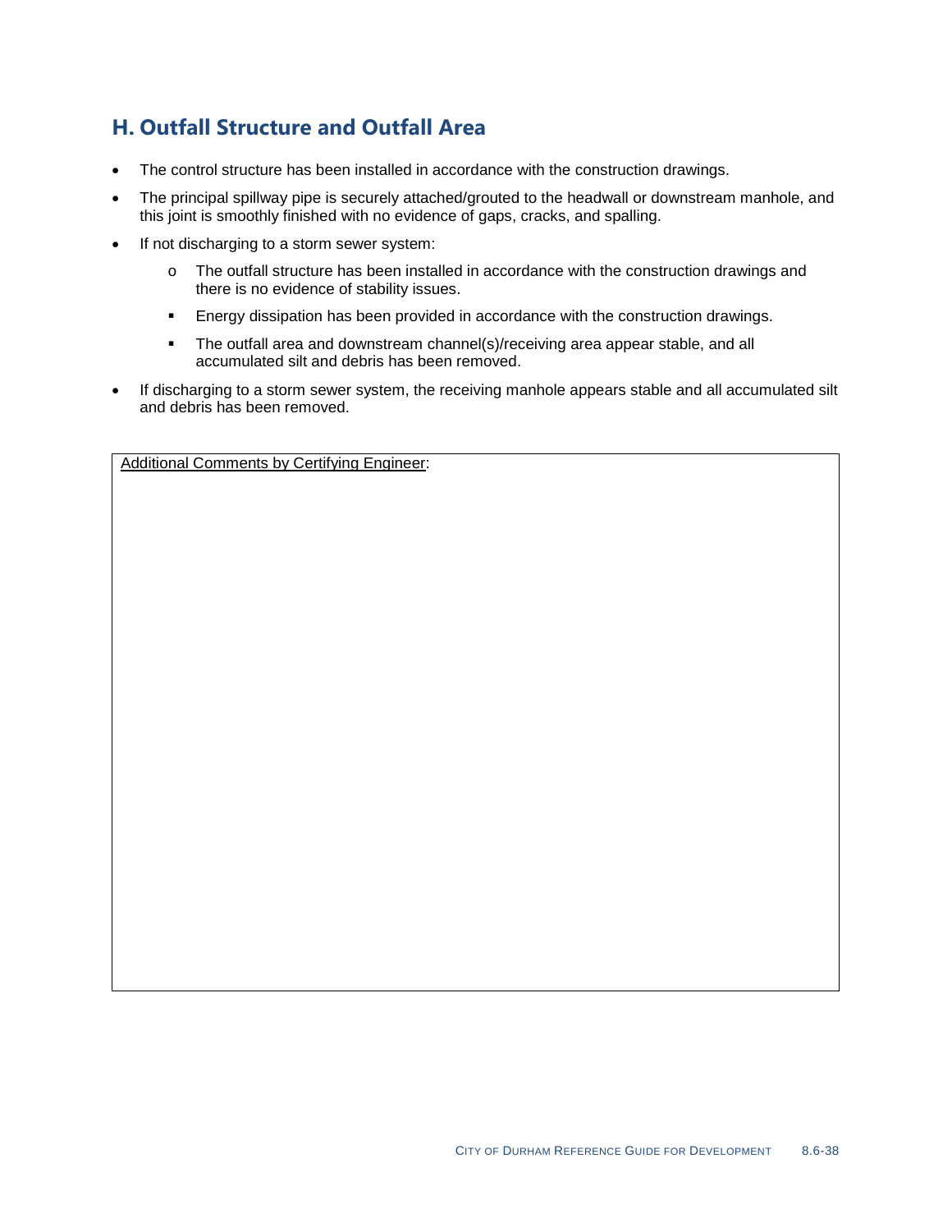## H. Outfall Structure and Outfall Area

- The control structure has been installed in accordance with the construction drawings.
- The principal spillway pipe is securely attached/grouted to the headwall or downstream manhole, and this joint is smoothly finished with no evidence of gaps, cracks, and spalling.
- If not discharging to a storm sewer system:
  - The outfall structure has been installed in accordance with the construction drawings and there is no evidence of stability issues.
    - Energy dissipation has been provided in accordance with the construction drawings.
    - The outfall area and downstream channel(s)/receiving area appear stable, and all accumulated silt and debris has been removed.
- If discharging to a storm sewer system, the receiving manhole appears stable and all accumulated silt and debris has been removed.

| Additional Comments by Certifying Engineer: |
|---|
| |